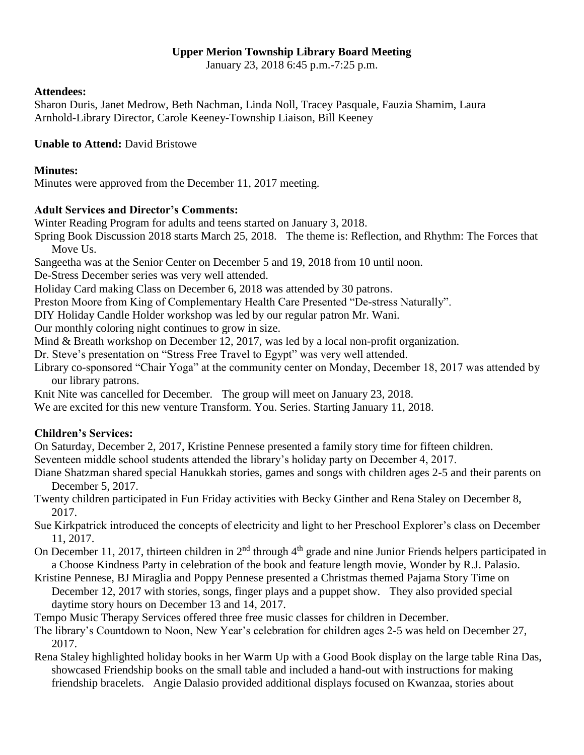**Upper Merion Township Library Board Meeting**

January 23, 2018 6:45 p.m.-7:25 p.m.

**Attendees:**

Sharon Duris, Janet Medrow, Beth Nachman, Linda Noll, Tracey Pasquale, Fauzia Shamim, Laura Arnhold-Library Director, Carole Keeney-Township Liaison, Bill Keeney

**Unable to Attend:** David Bristowe

**Minutes:**

Minutes were approved from the December 11, 2017 meeting.

**Adult Services and Director's Comments:**

Winter Reading Program for adults and teens started on January 3, 2018.

Spring Book Discussion 2018 starts March 25, 2018. The theme is: Reflection, and Rhythm: The Forces that Move Us.

Sangeetha was at the Senior Center on December 5 and 19, 2018 from 10 until noon.

De-Stress December series was very well attended.

Holiday Card making Class on December 6, 2018 was attended by 30 patrons.

Preston Moore from King of Complementary Health Care Presented "De-stress Naturally".

DIY Holiday Candle Holder workshop was led by our regular patron Mr. Wani.

Our monthly coloring night continues to grow in size.

Mind & Breath workshop on December 12, 2017, was led by a local non-profit organization.

Dr. Steve's presentation on "Stress Free Travel to Egypt" was very well attended.

Library co-sponsored "Chair Yoga" at the community center on Monday, December 18, 2017 was attended by our library patrons.

Knit Nite was cancelled for December. The group will meet on January 23, 2018.

We are excited for this new venture Transform. You. Series. Starting January 11, 2018.

**Children's Services:**

On Saturday, December 2, 2017, Kristine Pennese presented a family story time for fifteen children.

Seventeen middle school students attended the library's holiday party on December 4, 2017.

Diane Shatzman shared special Hanukkah stories, games and songs with children ages 2-5 and their parents on December 5, 2017.

Twenty children participated in Fun Friday activities with Becky Ginther and Rena Staley on December 8, 2017.

Sue Kirkpatrick introduced the concepts of electricity and light to her Preschool Explorer's class on December 11, 2017.

On December 11, 2017, thirteen children in 2nd through 4th grade and nine Junior Friends helpers participated in a Choose Kindness Party in celebration of the book and feature length movie, Wonder by R.J. Palasio.

Kristine Pennese, BJ Miraglia and Poppy Pennese presented a Christmas themed Pajama Story Time on December 12, 2017 with stories, songs, finger plays and a puppet show. They also provided special daytime story hours on December 13 and 14, 2017.

Tempo Music Therapy Services offered three free music classes for children in December.

The library's Countdown to Noon, New Year's celebration for children ages 2-5 was held on December 27, 2017.

Rena Staley highlighted holiday books in her Warm Up with a Good Book display on the large table Rina Das, showcased Friendship books on the small table and included a hand-out with instructions for making friendship bracelets. Angie Dalasio provided additional displays focused on Kwanzaa, stories about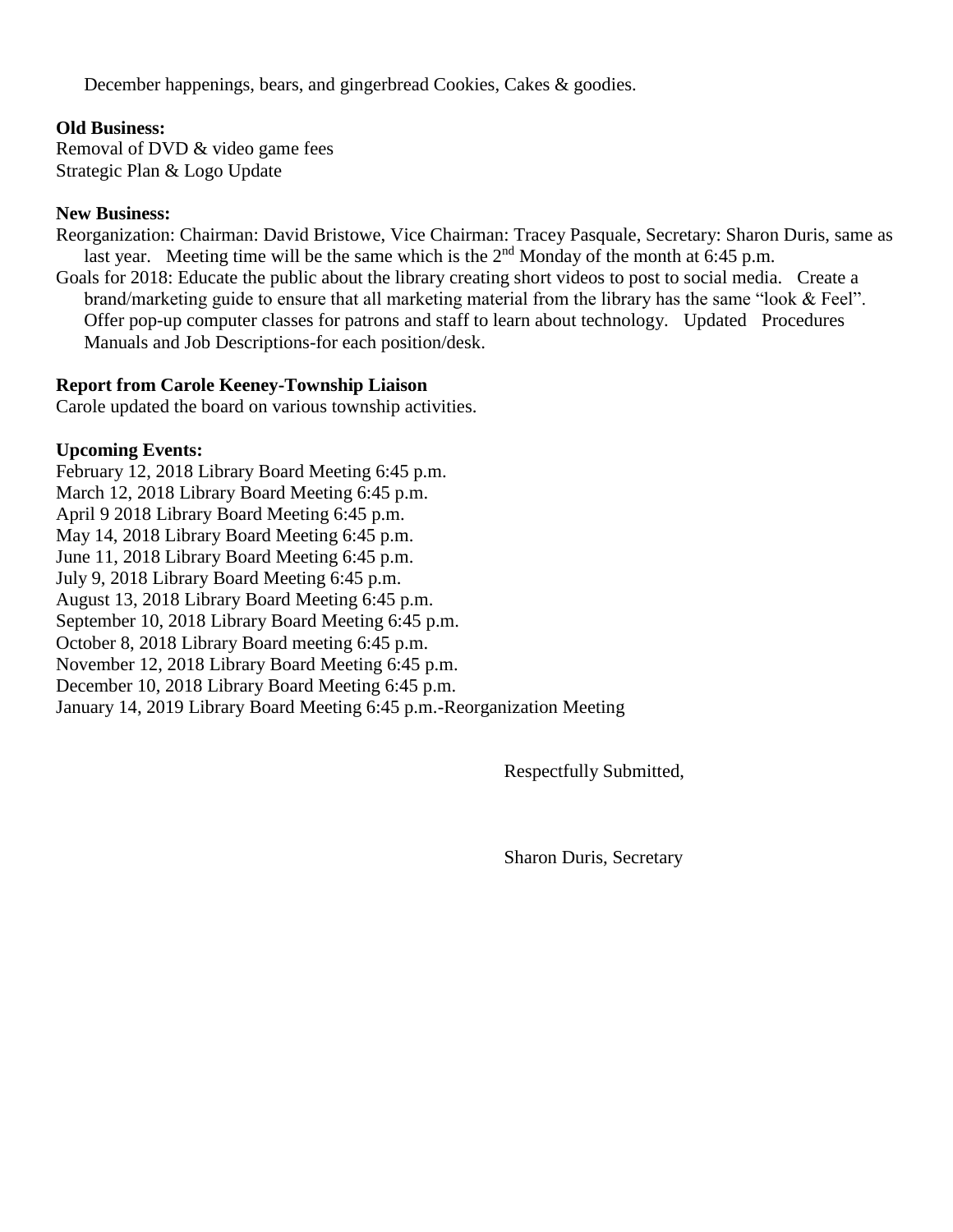December happenings, bears, and gingerbread Cookies, Cakes & goodies.

**Old Business:**
Removal of DVD & video game fees
Strategic Plan & Logo Update

**New Business:**
Reorganization: Chairman: David Bristowe, Vice Chairman: Tracey Pasquale, Secretary: Sharon Duris, same as last year. Meeting time will be the same which is the 2nd Monday of the month at 6:45 p.m.
Goals for 2018: Educate the public about the library creating short videos to post to social media. Create a brand/marketing guide to ensure that all marketing material from the library has the same "look & Feel". Offer pop-up computer classes for patrons and staff to learn about technology. Updated Procedures Manuals and Job Descriptions-for each position/desk.

**Report from Carole Keeney-Township Liaison**
Carole updated the board on various township activities.

**Upcoming Events:**
February 12, 2018 Library Board Meeting 6:45 p.m.
March 12, 2018 Library Board Meeting 6:45 p.m.
April 9 2018 Library Board Meeting 6:45 p.m.
May 14, 2018 Library Board Meeting 6:45 p.m.
June 11, 2018 Library Board Meeting 6:45 p.m.
July 9, 2018 Library Board Meeting 6:45 p.m.
August 13, 2018 Library Board Meeting 6:45 p.m.
September 10, 2018 Library Board Meeting 6:45 p.m.
October 8, 2018 Library Board meeting 6:45 p.m.
November 12, 2018 Library Board Meeting 6:45 p.m.
December 10, 2018 Library Board Meeting 6:45 p.m.
January 14, 2019 Library Board Meeting 6:45 p.m.-Reorganization Meeting

Respectfully Submitted,

Sharon Duris, Secretary